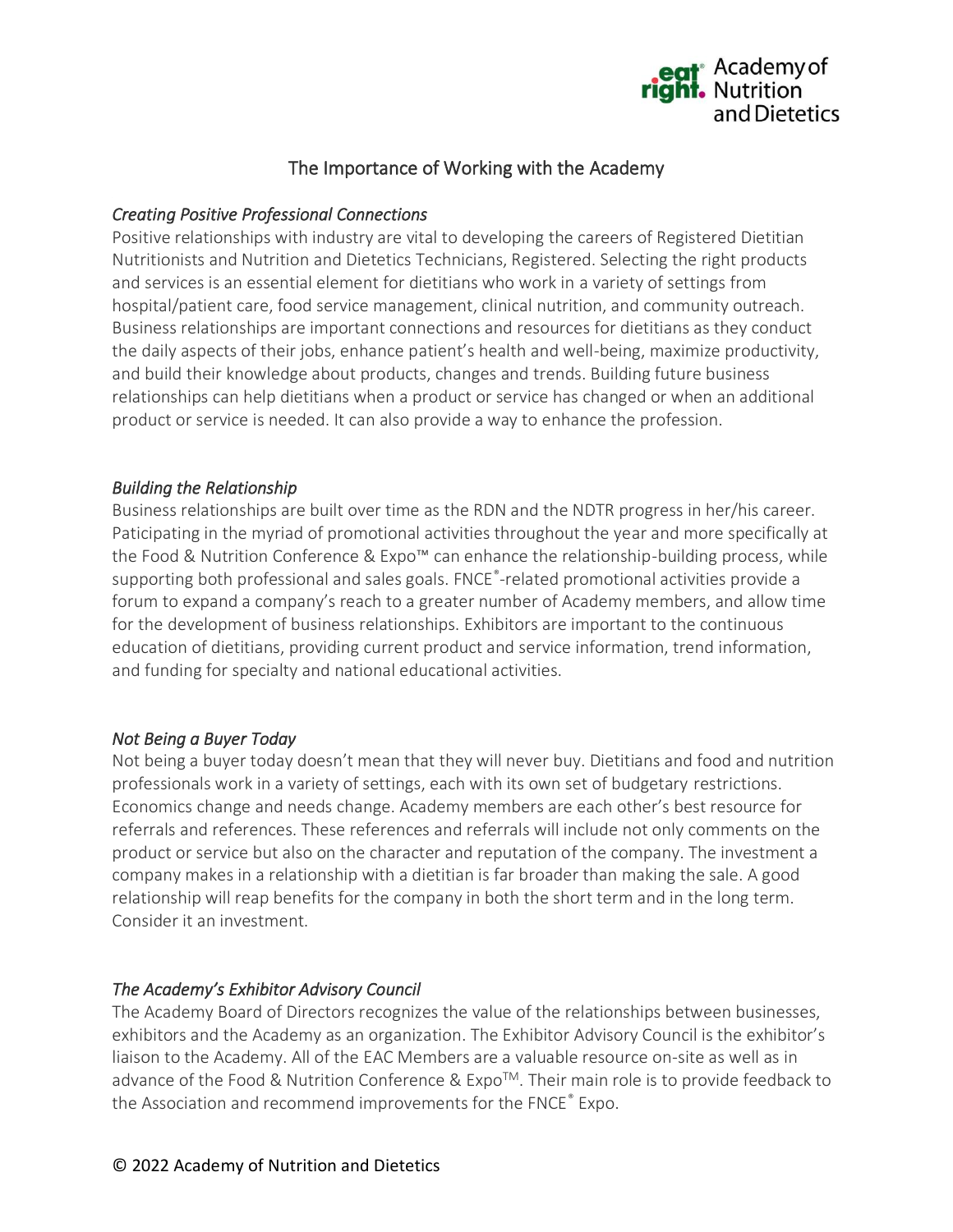# The Importance of Working with the Academy

*Creating Positive Professional Connections*

Positive relationships with industry are vital to developing the careers of Registered Dietitian Nutritionists and Nutrition and Dietetics Technicians, Registered. Selecting the right products and services is an essential element for dietitians who work in a variety of settings from hospital/patient care, food service management, clinical nutrition, and community outreach. Business relationships are important connections and resources for dietitians as they conduct the daily aspects of their jobs, enhance patient's health and well-being, maximize productivity, and build their knowledge about products, changes and trends. Building future business relationships can help dietitians when a product or service has changed or when an additional product or service is needed. It can also provide a way to enhance the profession.

*Building the Relationship*

Business relationships are built over time as the RDN and the NDTR progress in her/his career. Paticipating in the myriad of promotional activities throughout the year and more specifically at the Food & Nutrition Conference & Expo™ can enhance the relationship-building process, while supporting both professional and sales goals. FNCE®-related promotional activities provide a forum to expand a company's reach to a greater number of Academy members, and allow time for the development of business relationships. Exhibitors are important to the continuous education of dietitians, providing current product and service information, trend information, and funding for specialty and national educational activities.

*Not Being a Buyer Today*

Not being a buyer today doesn't mean that they will never buy. Dietitians and food and nutrition professionals work in a variety of settings, each with its own set of budgetary restrictions. Economics change and needs change. Academy members are each other's best resource for referrals and references. These references and referrals will include not only comments on the product or service but also on the character and reputation of the company. The investment a company makes in a relationship with a dietitian is far broader than making the sale. A good relationship will reap benefits for the company in both the short term and in the long term. Consider it an investment.

*The Academy's Exhibitor Advisory Council*

The Academy Board of Directors recognizes the value of the relationships between businesses, exhibitors and the Academy as an organization. The Exhibitor Advisory Council is the exhibitor's liaison to the Academy. All of the EAC Members are a valuable resource on-site as well as in advance of the Food & Nutrition Conference & Expo™. Their main role is to provide feedback to the Association and recommend improvements for the FNCE® Expo.

© 2022 Academy of Nutrition and Dietetics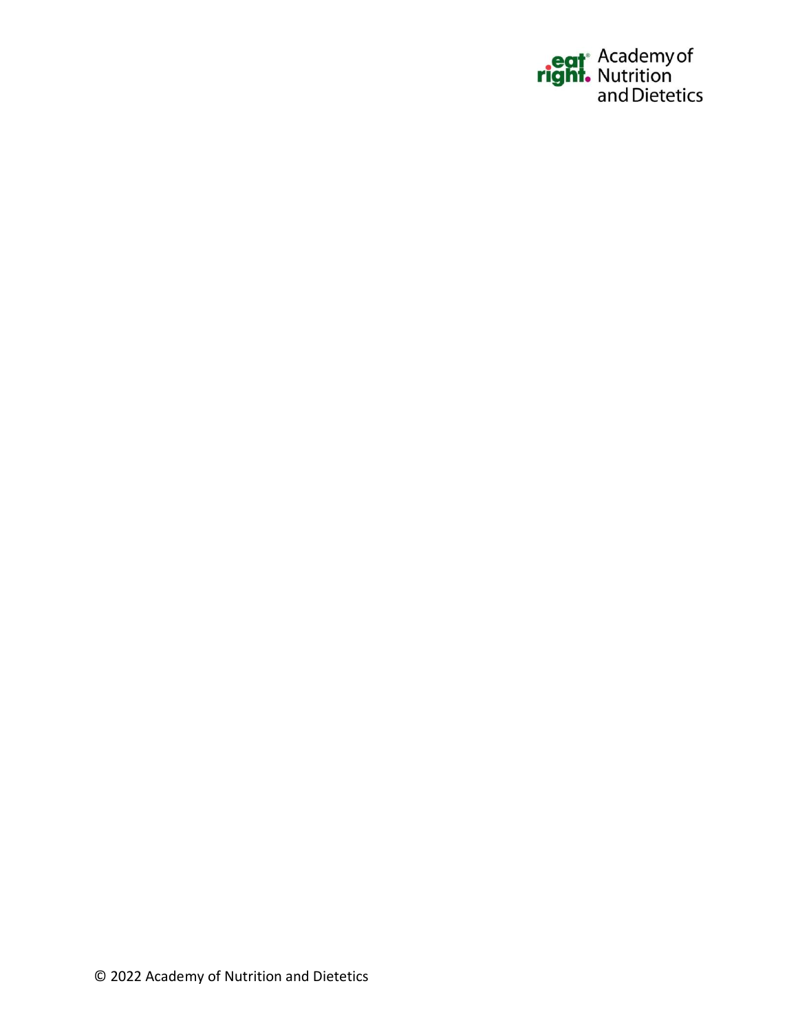Academy of Nutrition and Dietetics

© 2022 Academy of Nutrition and Dietetics